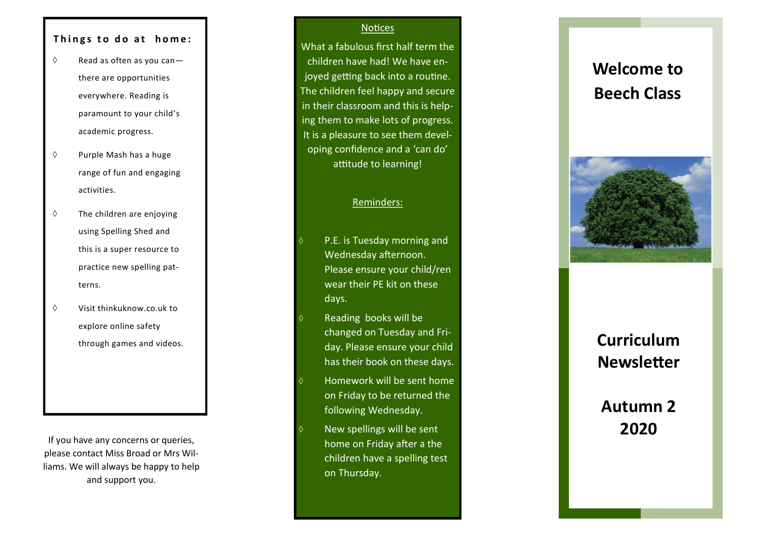**Things to do at home:**

- Read as often as you can—there are opportunities everywhere. Reading is paramount to your child's academic progress.
- Purple Mash has a huge range of fun and engaging activities.
- The children are enjoying using Spelling Shed and this is a super resource to practice new spelling patterns.
- Visit thinkuknow.co.uk to explore online safety through games and videos.

If you have any concerns or queries, please contact Miss Broad or Mrs Williams. We will always be happy to help and support you.

## Notices

What a fabulous first half term the children have had! We have enjoyed getting back into a routine. The children feel happy and secure in their classroom and this is helping them to make lots of progress. It is a pleasure to see them developing confidence and a 'can do' attitude to learning!

## Reminders:

- P.E. is Tuesday morning and Wednesday afternoon. Please ensure your child/ren wear their PE kit on these days.
- Reading books will be changed on Tuesday and Friday. Please ensure your child has their book on these days.
- Homework will be sent home on Friday to be returned the following Wednesday.
- New spellings will be sent home on Friday after a the children have a spelling test on Thursday.

# Welcome to Beech Class

# Curriculum Newsletter

# Autumn 2 2020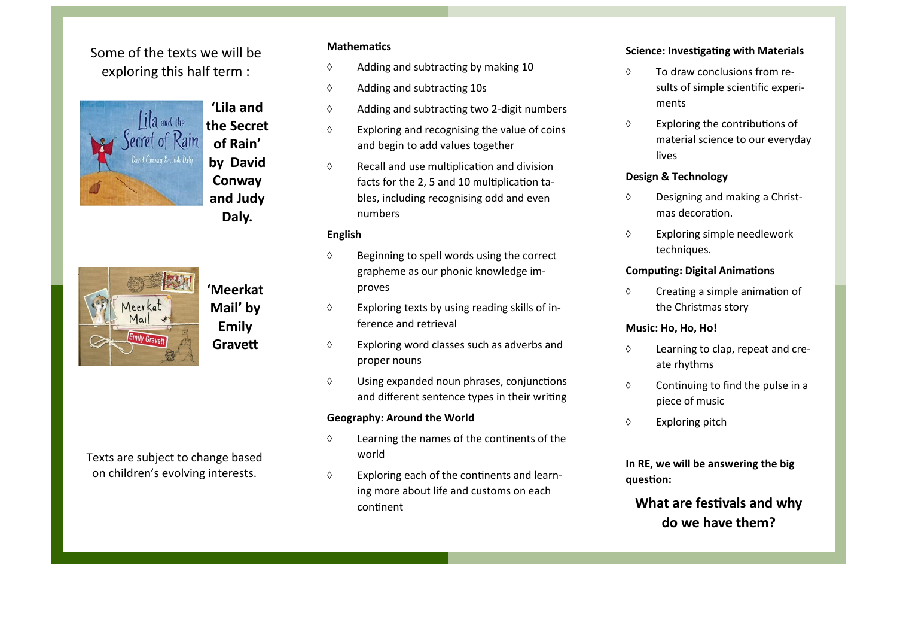Some of the texts we will be exploring this half term :

**'Lila and the Secret of Rain' by David Conway and Judy Daly.**

**'Meerkat Mail' by Emily Gravett**

Texts are subject to change based on children's evolving interests.

**Mathematics**

- ◊ Adding and subtracting by making 10
- ◊ Adding and subtracting 10s
- ◊ Adding and subtracting two 2-digit numbers
- ◊ Exploring and recognising the value of coins and begin to add values together
- ◊ Recall and use multiplication and division facts for the 2, 5 and 10 multiplication tables, including recognising odd and even numbers

**English**

- ◊ Beginning to spell words using the correct grapheme as our phonic knowledge improves
- ◊ Exploring texts by using reading skills of inference and retrieval
- ◊ Exploring word classes such as adverbs and proper nouns
- ◊ Using expanded noun phrases, conjunctions and different sentence types in their writing

**Geography: Around the World**

- ◊ Learning the names of the continents of the world
- ◊ Exploring each of the continents and learning more about life and customs on each continent

**Science: Investigating with Materials**

- ◊ To draw conclusions from results of simple scientific experiments
- ◊ Exploring the contributions of material science to our everyday lives

**Design & Technology**

- ◊ Designing and making a Christmas decoration.
- ◊ Exploring simple needlework techniques.

**Computing: Digital Animations**

- ◊ Creating a simple animation of the Christmas story

**Music: Ho, Ho, Ho!**

- ◊ Learning to clap, repeat and create rhythms
- ◊ Continuing to find the pulse in a piece of music
- ◊ Exploring pitch

**In RE, we will be answering the big question:**

**What are festivals and why do we have them?**